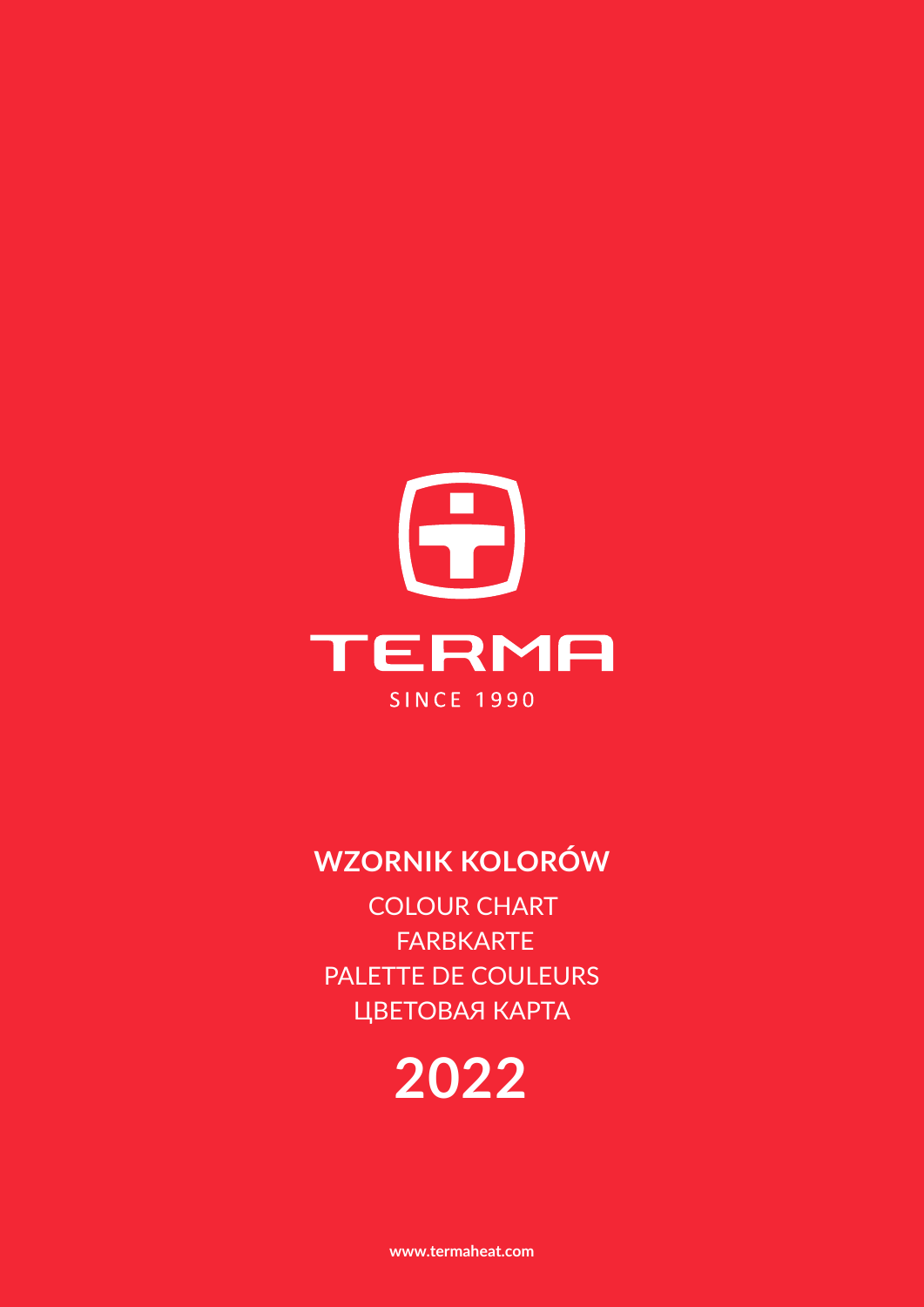TERMA

SINCE 1990

# WZORNIK KOLORÓW

COLOUR CHART

FARBKARTE

PALETTE DE COULEURS

ЦВЕТОВАЯ КАРТА

## 2022

www.termaheat.com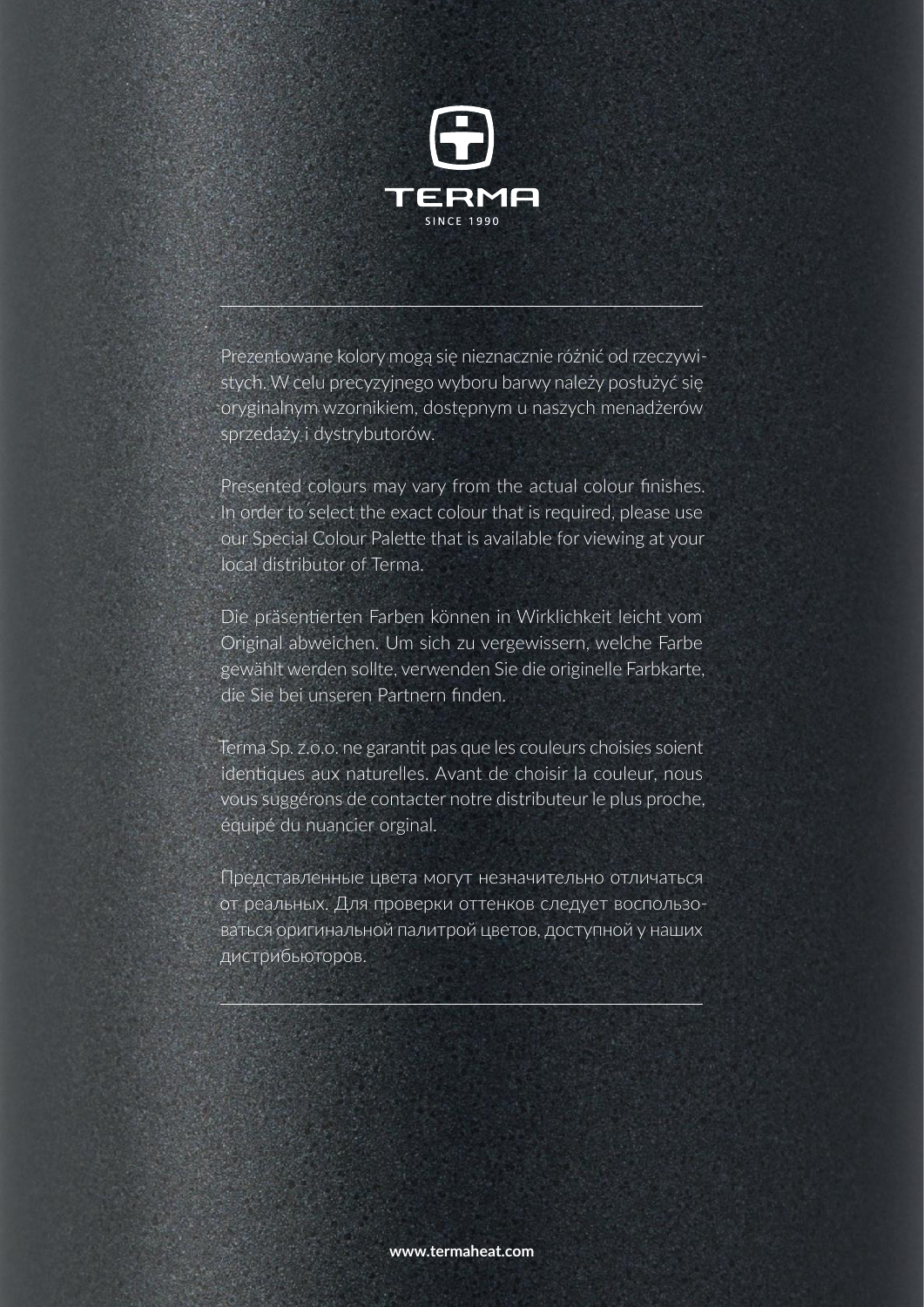TERMA

SINCE 1990

---

Prezentowane kolory mogą się nieznacznie różnić od rzeczywistych. W celu precyzyjnego wyboru barwy należy posłużyć się oryginalnym wzornikiem, dostępnym u naszych menadżerów sprzedaży i dystrybutorów.

Presented colours may vary from the actual colour finishes. In order to select the exact colour that is required, please use our Special Colour Palette that is available for viewing at your local distributor of Terma.

Die präsentierten Farben können in Wirklichkeit leicht vom Original abweichen. Um sich zu vergewissern, welche Farbe gewählt werden sollte, verwenden Sie die originelle Farbkarte, die Sie bei unseren Partnern finden.

Terma Sp. z.o.o. ne garantit pas que les couleurs choisies soient identiques aux naturelles. Avant de choisir la couleur, nous vous suggérons de contacter notre distributeur le plus proche, équipé du nuancier orginal.

Представленные цвета могут незначительно отличаться от реальных. Для проверки оттенков следует воспользоваться оригинальной палитрой цветов, доступной у наших дистрибьюторов.

---

**www.termaheat.com**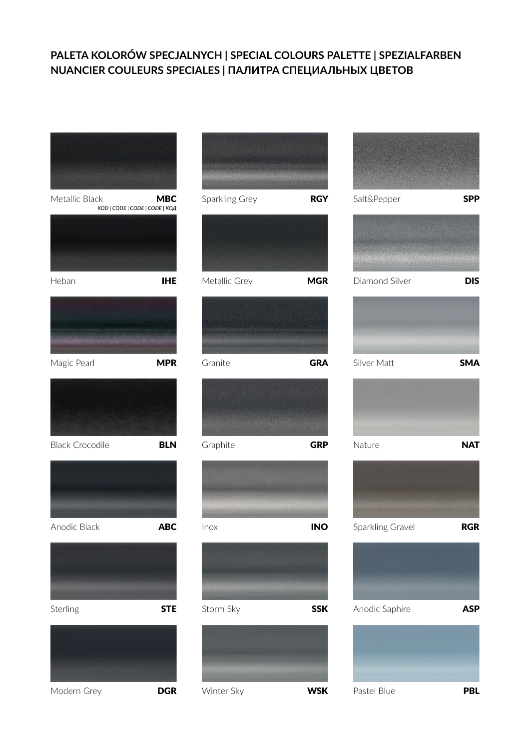# PALETA KOLORÓW SPECJALNYCH | SPECIAL COLOURS PALETTE | SPEZIALFARBEN NUANCIER COULEURS SPECIALES | ПАЛИТРА СПЕЦИАЛЬНЫХ ЦВЕТОВ

Metallic Black **MBC**
*KOD | CODE | CODE | CODE | КОД*

Heban **IHE**

Magic Pearl **MPR**

Black Crocodile **BLN**

Anodic Black **ABC**

Sterling **STE**

Modern Grey **DGR**

Sparkling Grey **RGY**

Metallic Grey **MGR**

Granite **GRA**

Graphite **GRP**

Inox **INO**

Storm Sky **SSK**

Winter Sky **WSK**

Salt&Pepper **SPP**

Diamond Silver **DIS**

Silver Matt **SMA**

Nature **NAT**

Sparkling Gravel **RGR**

Anodic Saphire **ASP**

Pastel Blue **PBL**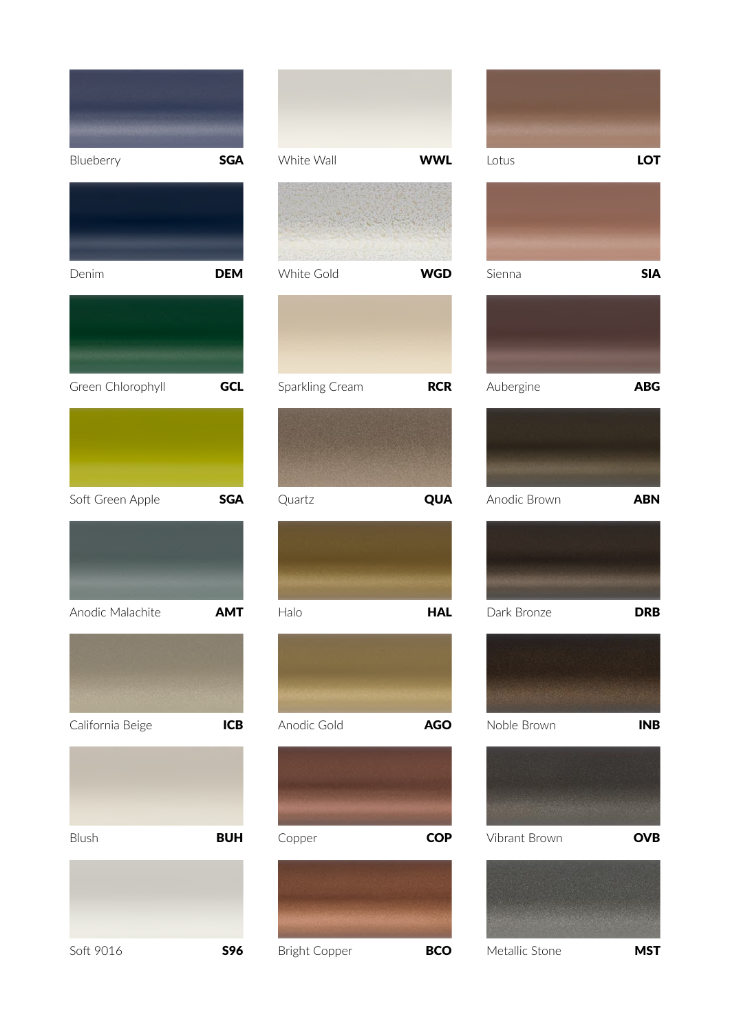| Name | Code | Name | Code | Name | Code |
|---|---|---|---|---|---|
| Blueberry | SGA | White Wall | WWL | Lotus | LOT |
| Denim | DEM | White Gold | WGD | Sienna | SIA |
| Green Chlorophyll | GCL | Sparkling Cream | RCR | Aubergine | ABG |
| Soft Green Apple | SGA | Quartz | QUA | Anodic Brown | ABN |
| Anodic Malachite | AMT | Halo | HAL | Dark Bronze | DRB |
| California Beige | ICB | Anodic Gold | AGO | Noble Brown | INB |
| Blush | BUH | Copper | COP | Vibrant Brown | OVB |
| Soft 9016 | S96 | Bright Copper | BCO | Metallic Stone | MST |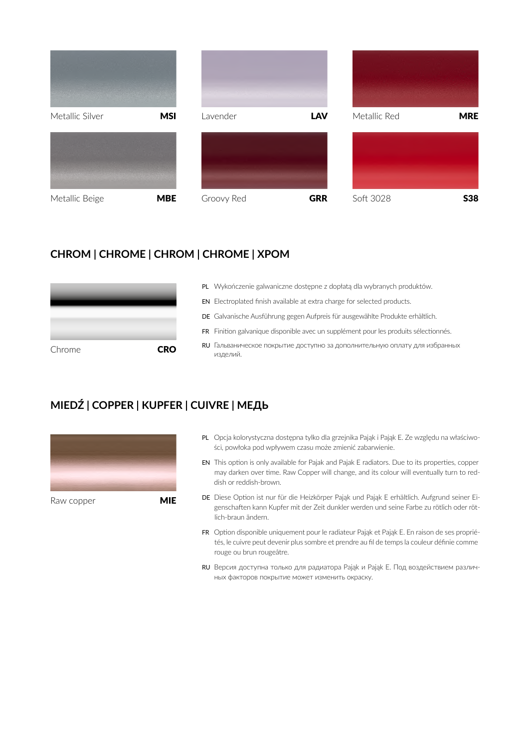Metallic Silver **MSI**

Lavender **LAV**

Metallic Red **MRE**

Metallic Beige **MBE**

Groovy Red **GRR**

Soft 3028 **S38**

## CHROM | CHROME | CHROM | CHROME | ХРОМ

Chrome **CRO**

PL Wykończenie galwaniczne dostępne z dopłatą dla wybranych produktów.

EN Electroplated finish available at extra charge for selected products.

DE Galvanische Ausführung gegen Aufpreis für ausgewählte Produkte erhältlich.

FR Finition galvanique disponible avec un supplément pour les produits sélectionnés.

RU Гальваническое покрытие доступно за дополнительную оплату для избранных изделий.

## MIEDŹ | COPPER | KUPFER | CUIVRE | МЕДЬ

Raw copper **MIE**

PL Opcja kolorystyczna dostępna tylko dla grzejnika Pająk i Pająk E. Ze względu na właściwości, powłoka pod wpływem czasu może zmienić zabarwienie.

EN This option is only available for Pajak and Pajak E radiators. Due to its properties, copper may darken over time. Raw Copper will change, and its colour will eventually turn to reddish or reddish-brown.

DE Diese Option ist nur für die Heizkörper Pająk und Pająk E erhältlich. Aufgrund seiner Eigenschaften kann Kupfer mit der Zeit dunkler werden und seine Farbe zu rötlich oder rötlich-braun ändern.

FR Option disponible uniquement pour le radiateur Pająk et Pająk E. En raison de ses propriétés, le cuivre peut devenir plus sombre et prendre au fil de temps la couleur définie comme rouge ou brun rougeâtre.

RU Версия доступна только для радиатора Pająk и Pająk E. Под воздействием различных факторов покрытие может изменить окраску.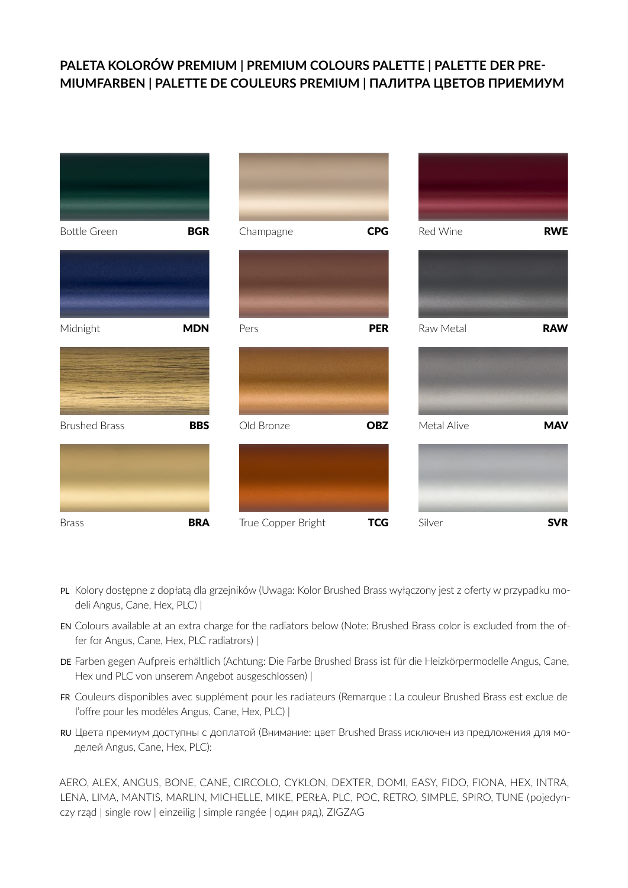# PALETA KOLORÓW PREMIUM | PREMIUM COLOURS PALETTE | PALETTE DER PREMIUMFARBEN | PALETTE DE COULEURS PREMIUM | ПАЛИТРА ЦВЕТОВ ПРИЕМИУМ

| Colour | Code | Colour | Code | Colour | Code |
|---|---|---|---|---|---|
| Bottle Green | **BGR** | Champagne | **CPG** | Red Wine | **RWE** |
| Midnight | **MDN** | Pers | **PER** | Raw Metal | **RAW** |
| Brushed Brass | **BBS** | Old Bronze | **OBZ** | Metal Alive | **MAV** |
| Brass | **BRA** | True Copper Bright | **TCG** | Silver | **SVR** |

PL Kolory dostępne z dopłatą dla grzejników (Uwaga: Kolor Brushed Brass wyłączony jest z oferty w przypadku modeli Angus, Cane, Hex, PLC) |

EN Colours available at an extra charge for the radiators below (Note: Brushed Brass color is excluded from the offer for Angus, Cane, Hex, PLC radiatrors) |

DE Farben gegen Aufpreis erhältlich (Achtung: Die Farbe Brushed Brass ist für die Heizkörpermodelle Angus, Cane, Hex und PLC von unserem Angebot ausgeschlossen) |

FR Couleurs disponibles avec supplément pour les radiateurs (Remarque : La couleur Brushed Brass est exclue de l'offre pour les modèles Angus, Cane, Hex, PLC) |

RU Цвета премиум доступны с доплатой (Внимание: цвет Brushed Brass исключен из предложения для моделей Angus, Cane, Hex, PLC):

AERO, ALEX, ANGUS, BONE, CANE, CIRCOLO, CYKLON, DEXTER, DOMI, EASY, FIDO, FIONA, HEX, INTRA, LENA, LIMA, MANTIS, MARLIN, MICHELLE, MIKE, PERŁA, PLC, POC, RETRO, SIMPLE, SPIRO, TUNE (pojedynczy rząd | single row | einzeilig | simple rangée | один ряд), ZIGZAG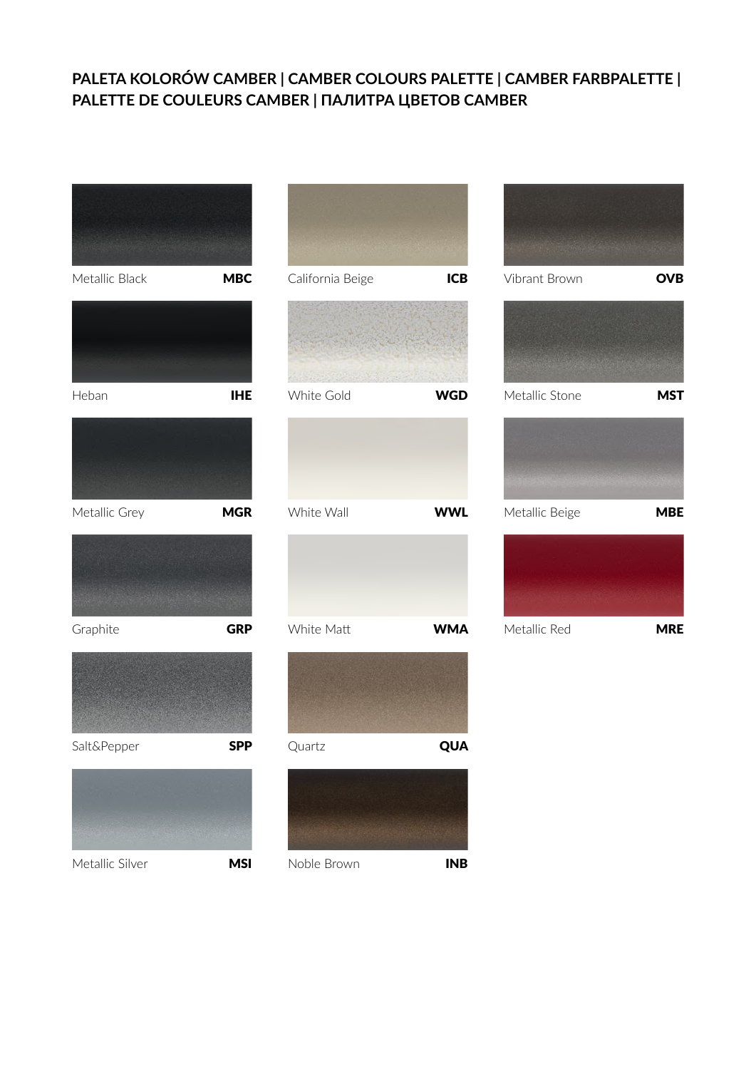# PALETA KOLORÓW CAMBER | CAMBER COLOURS PALETTE | CAMBER FARBPALETTE | PALETTE DE COULEURS CAMBER | ПАЛИТРА ЦВЕТОВ CAMBER

Metallic Black **MBC**

Heban **IHE**

Metallic Grey **MGR**

Graphite **GRP**

Salt&Pepper **SPP**

Metallic Silver **MSI**

California Beige **ICB**

White Gold **WGD**

White Wall **WWL**

White Matt **WMA**

Quartz **QUA**

Noble Brown **INB**

Vibrant Brown **OVB**

Metallic Stone **MST**

Metallic Beige **MBE**

Metallic Red **MRE**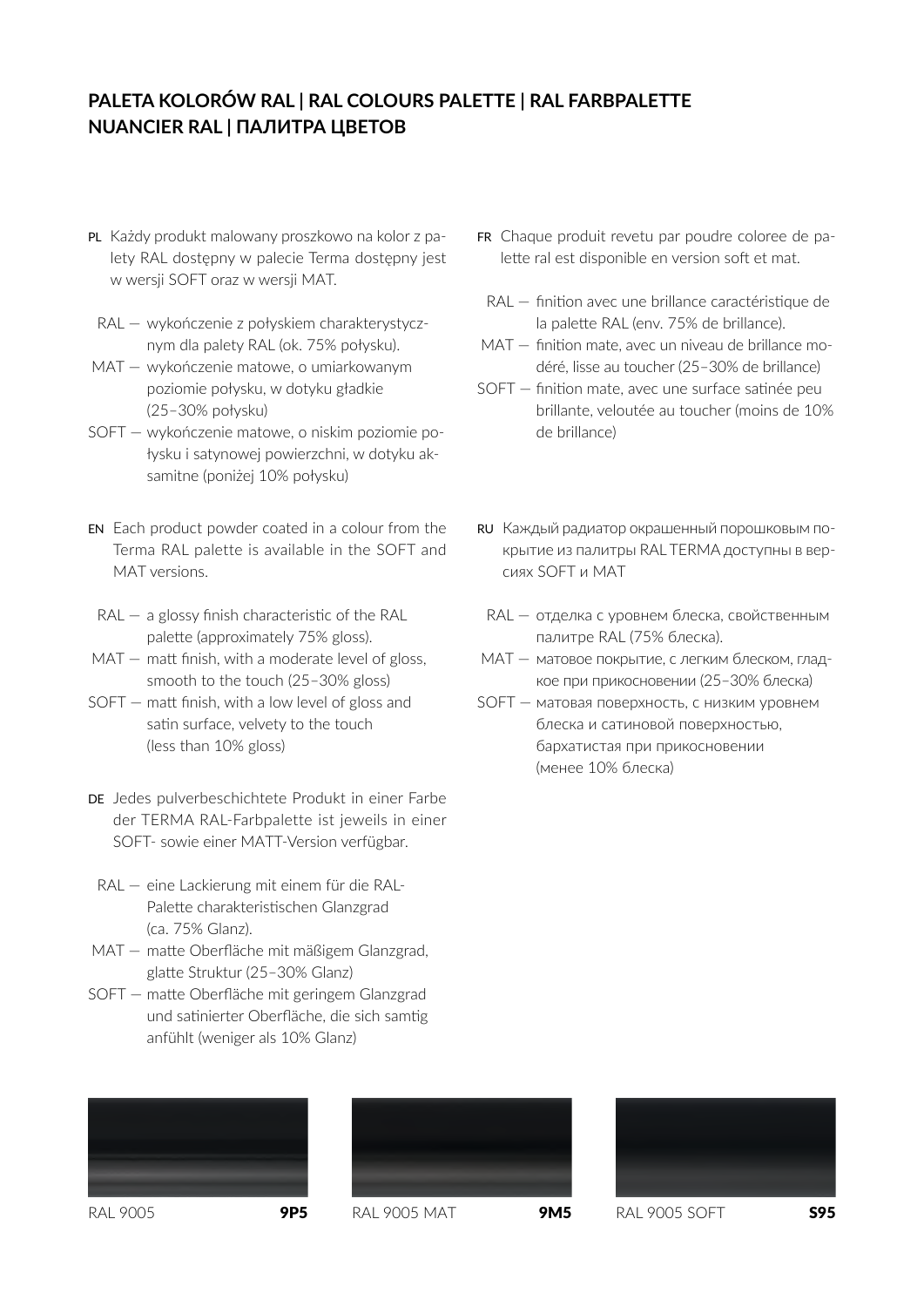# PALETA KOLORÓW RAL | RAL COLOURS PALETTE | RAL FARBPALETTE NUANCIER RAL | ПАЛИТРА ЦВЕТОВ

**PL** Każdy produkt malowany proszkowo na kolor z palety RAL dostępny w palecie Terma dostępny jest w wersji SOFT oraz w wersji MAT.

- RAL — wykończenie z połyskiem charakterystycznym dla palety RAL (ok. 75% połysku).
- MAT — wykończenie matowe, o umiarkowanym poziomie połysku, w dotyku gładkie (25–30% połysku)
- SOFT — wykończenie matowe, o niskim poziomie połysku i satynowej powierzchni, w dotyku aksamitne (poniżej 10% połysku)

**EN** Each product powder coated in a colour from the Terma RAL palette is available in the SOFT and MAT versions.

- RAL — a glossy finish characteristic of the RAL palette (approximately 75% gloss).
- MAT — matt finish, with a moderate level of gloss, smooth to the touch (25–30% gloss)
- SOFT — matt finish, with a low level of gloss and satin surface, velvety to the touch (less than 10% gloss)

**DE** Jedes pulverbeschichtete Produkt in einer Farbe der TERMA RAL-Farbpalette ist jeweils in einer SOFT- sowie einer MATT-Version verfügbar.

- RAL — eine Lackierung mit einem für die RAL-Palette charakteristischen Glanzgrad (ca. 75% Glanz).
- MAT — matte Oberfläche mit mäßigem Glanzgrad, glatte Struktur (25–30% Glanz)
- SOFT — matte Oberfläche mit geringem Glanzgrad und satinierter Oberfläche, die sich samtig anfühlt (weniger als 10% Glanz)

**FR** Chaque produit revetu par poudre coloree de palette ral est disponible en version soft et mat.

- RAL — finition avec une brillance caractéristique de la palette RAL (env. 75% de brillance).
- MAT — finition mate, avec un niveau de brillance modéré, lisse au toucher (25–30% de brillance)
- SOFT — finition mate, avec une surface satinée peu brillante, veloutée au toucher (moins de 10% de brillance)

**RU** Каждый радиатор окрашенный порошковым покрытие из палитры RAL TERMA доступны в версиях SOFT и MAT

- RAL — отделка с уровнем блеска, свойственным палитре RAL (75% блеска).
- MAT — матовое покрытие, с легким блеском, гладкое при прикосновении (25–30% блеска)
- SOFT — матовая поверхность, с низким уровнем блеска и сатиновой поверхностью, бархатистая при прикосновении (менее 10% блеска)

RAL 9005 **9P5**

RAL 9005 MAT **9M5**

RAL 9005 SOFT **S95**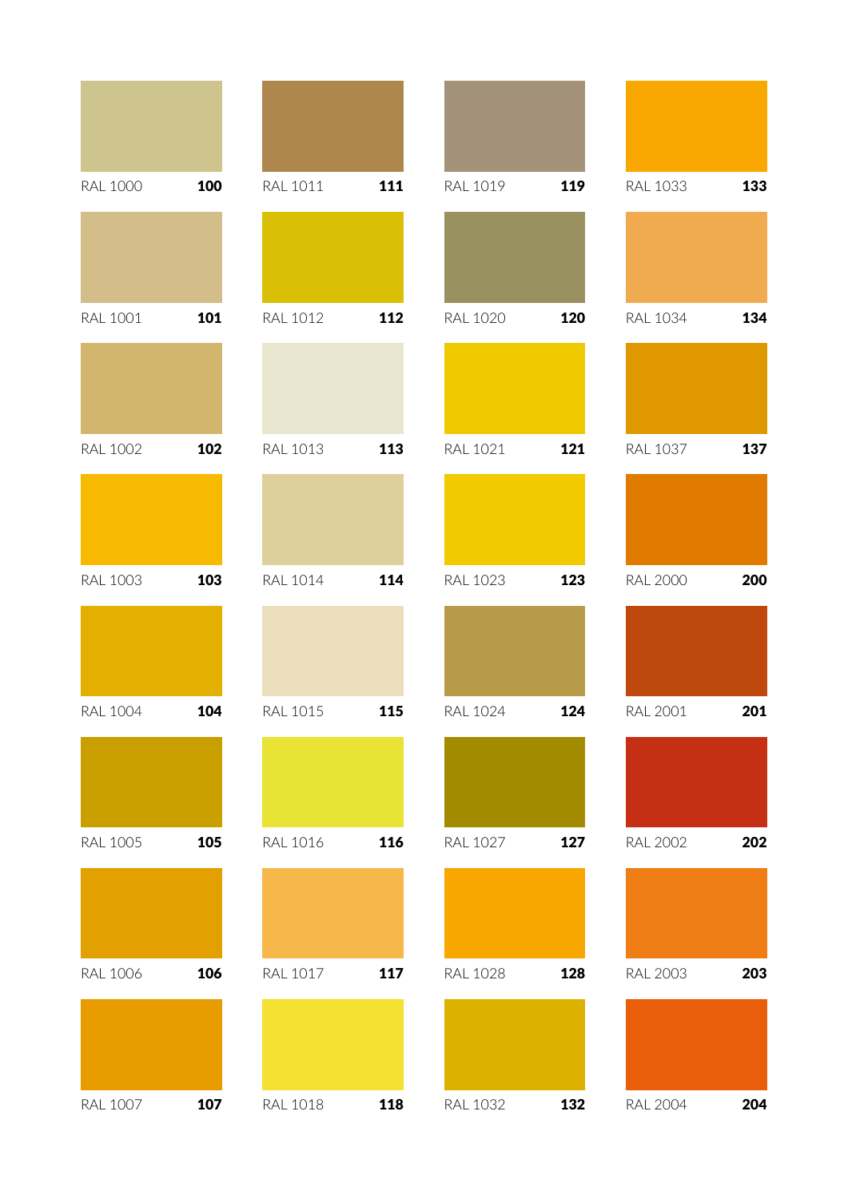RAL 1000 **100**

RAL 1011 **111**

RAL 1019 **119**

RAL 1033 **133**

RAL 1001 **101**

RAL 1012 **112**

RAL 1020 **120**

RAL 1034 **134**

RAL 1002 **102**

RAL 1013 **113**

RAL 1021 **121**

RAL 1037 **137**

RAL 1003 **103**

RAL 1014 **114**

RAL 1023 **123**

RAL 2000 **200**

RAL 1004 **104**

RAL 1015 **115**

RAL 1024 **124**

RAL 2001 **201**

RAL 1005 **105**

RAL 1016 **116**

RAL 1027 **127**

RAL 2002 **202**

RAL 1006 **106**

RAL 1017 **117**

RAL 1028 **128**

RAL 2003 **203**

RAL 1007 **107**

RAL 1018 **118**

RAL 1032 **132**

RAL 2004 **204**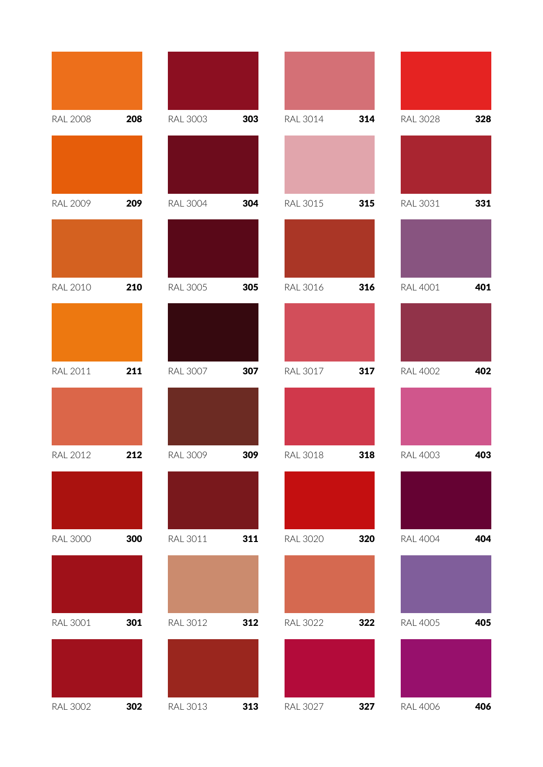| RAL | Code | RAL | Code | RAL | Code | RAL | Code |
|---|---|---|---|---|---|---|---|
| RAL 2008 | **208** | RAL 3003 | **303** | RAL 3014 | **314** | RAL 3028 | **328** |
| RAL 2009 | **209** | RAL 3004 | **304** | RAL 3015 | **315** | RAL 3031 | **331** |
| RAL 2010 | **210** | RAL 3005 | **305** | RAL 3016 | **316** | RAL 4001 | **401** |
| RAL 2011 | **211** | RAL 3007 | **307** | RAL 3017 | **317** | RAL 4002 | **402** |
| RAL 2012 | **212** | RAL 3009 | **309** | RAL 3018 | **318** | RAL 4003 | **403** |
| RAL 3000 | **300** | RAL 3011 | **311** | RAL 3020 | **320** | RAL 4004 | **404** |
| RAL 3001 | **301** | RAL 3012 | **312** | RAL 3022 | **322** | RAL 4005 | **405** |
| RAL 3002 | **302** | RAL 3013 | **313** | RAL 3027 | **327** | RAL 4006 | **406** |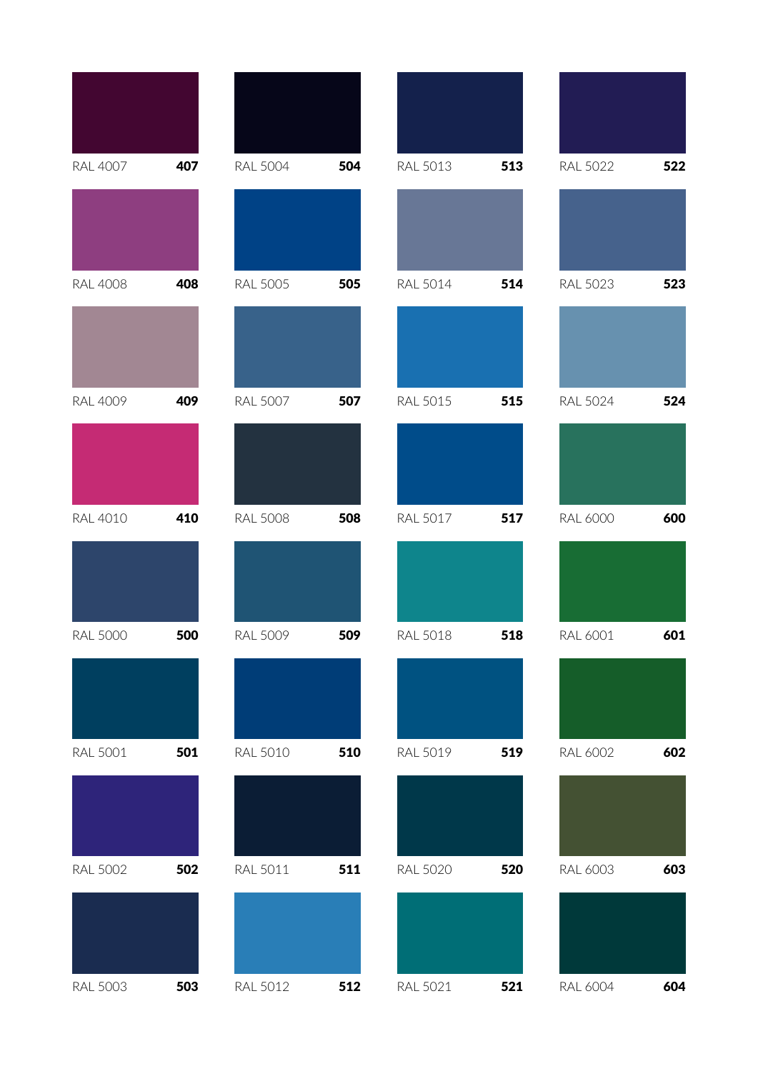| RAL | Code | RAL | Code | RAL | Code | RAL | Code |
|---|---|---|---|---|---|---|---|
| RAL 4007 | **407** | RAL 5004 | **504** | RAL 5013 | **513** | RAL 5022 | **522** |
| RAL 4008 | **408** | RAL 5005 | **505** | RAL 5014 | **514** | RAL 5023 | **523** |
| RAL 4009 | **409** | RAL 5007 | **507** | RAL 5015 | **515** | RAL 5024 | **524** |
| RAL 4010 | **410** | RAL 5008 | **508** | RAL 5017 | **517** | RAL 6000 | **600** |
| RAL 5000 | **500** | RAL 5009 | **509** | RAL 5018 | **518** | RAL 6001 | **601** |
| RAL 5001 | **501** | RAL 5010 | **510** | RAL 5019 | **519** | RAL 6002 | **602** |
| RAL 5002 | **502** | RAL 5011 | **511** | RAL 5020 | **520** | RAL 6003 | **603** |
| RAL 5003 | **503** | RAL 5012 | **512** | RAL 5021 | **521** | RAL 6004 | **604** |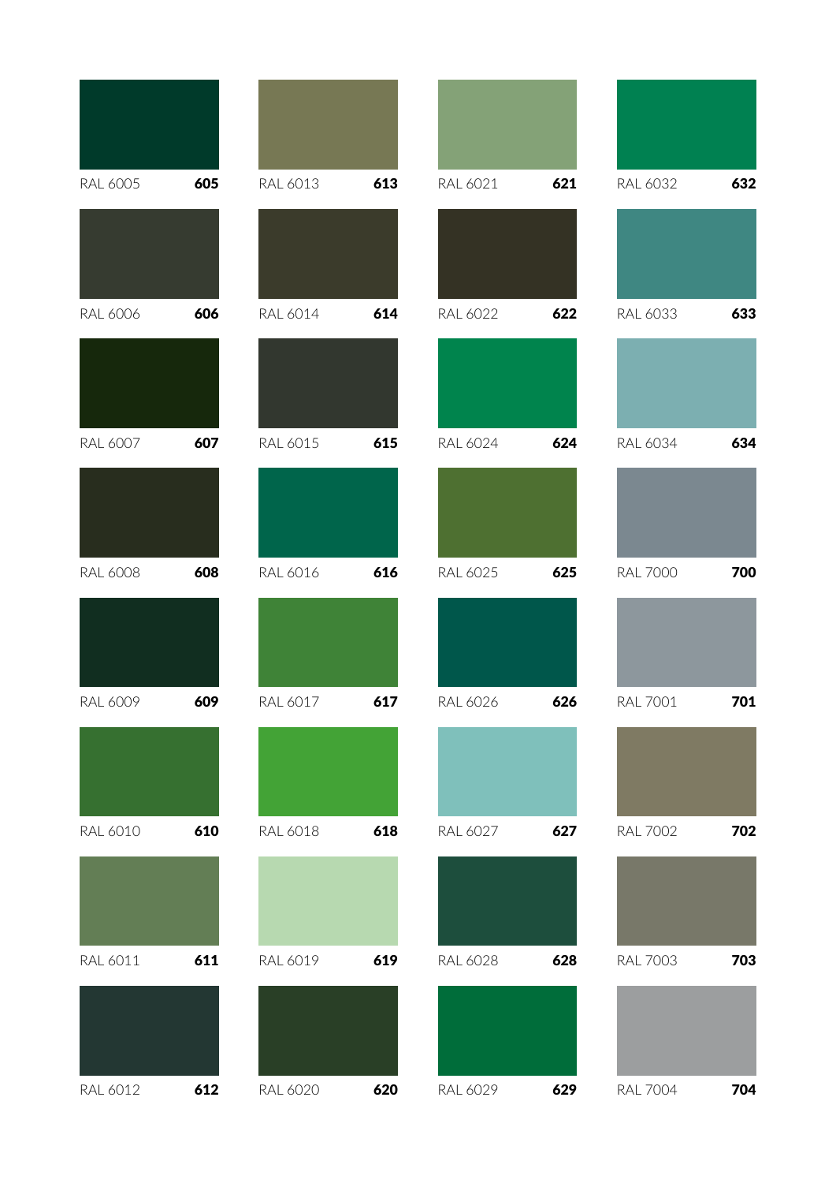RAL 6005 **605**

RAL 6013 **613**

RAL 6021 **621**

RAL 6032 **632**

RAL 6006 **606**

RAL 6014 **614**

RAL 6022 **622**

RAL 6033 **633**

RAL 6007 **607**

RAL 6015 **615**

RAL 6024 **624**

RAL 6034 **634**

RAL 6008 **608**

RAL 6016 **616**

RAL 6025 **625**

RAL 7000 **700**

RAL 6009 **609**

RAL 6017 **617**

RAL 6026 **626**

RAL 7001 **701**

RAL 6010 **610**

RAL 6018 **618**

RAL 6027 **627**

RAL 7002 **702**

RAL 6011 **611**

RAL 6019 **619**

RAL 6028 **628**

RAL 7003 **703**

RAL 6012 **612**

RAL 6020 **620**

RAL 6029 **629**

RAL 7004 **704**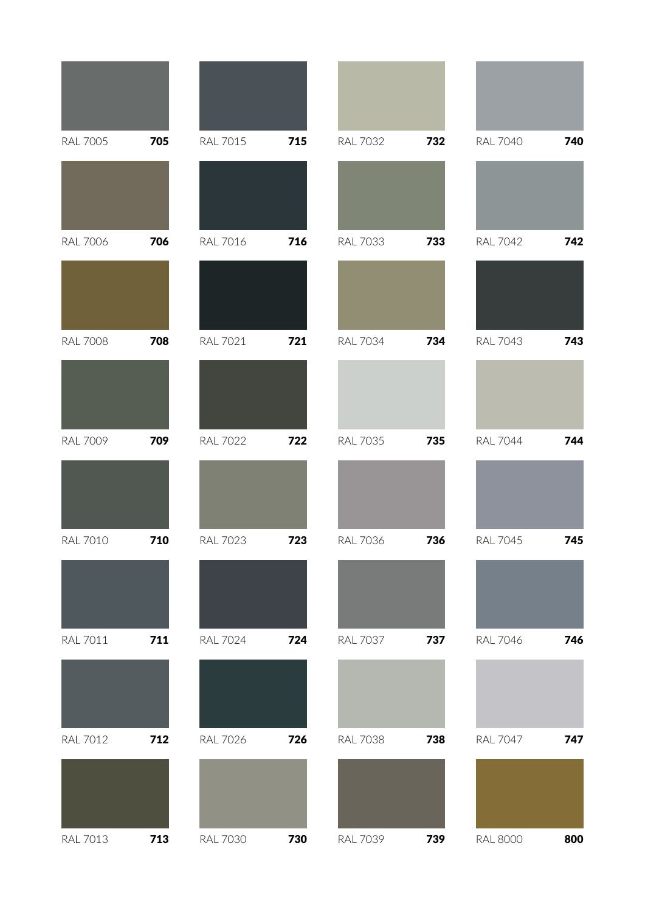| | | | | | | | |
|---|---|---|---|---|---|---|---|
| RAL 7005 | **705** | RAL 7015 | **715** | RAL 7032 | **732** | RAL 7040 | **740** |
| RAL 7006 | **706** | RAL 7016 | **716** | RAL 7033 | **733** | RAL 7042 | **742** |
| RAL 7008 | **708** | RAL 7021 | **721** | RAL 7034 | **734** | RAL 7043 | **743** |
| RAL 7009 | **709** | RAL 7022 | **722** | RAL 7035 | **735** | RAL 7044 | **744** |
| RAL 7010 | **710** | RAL 7023 | **723** | RAL 7036 | **736** | RAL 7045 | **745** |
| RAL 7011 | **711** | RAL 7024 | **724** | RAL 7037 | **737** | RAL 7046 | **746** |
| RAL 7012 | **712** | RAL 7026 | **726** | RAL 7038 | **738** | RAL 7047 | **747** |
| RAL 7013 | **713** | RAL 7030 | **730** | RAL 7039 | **739** | RAL 8000 | **800** |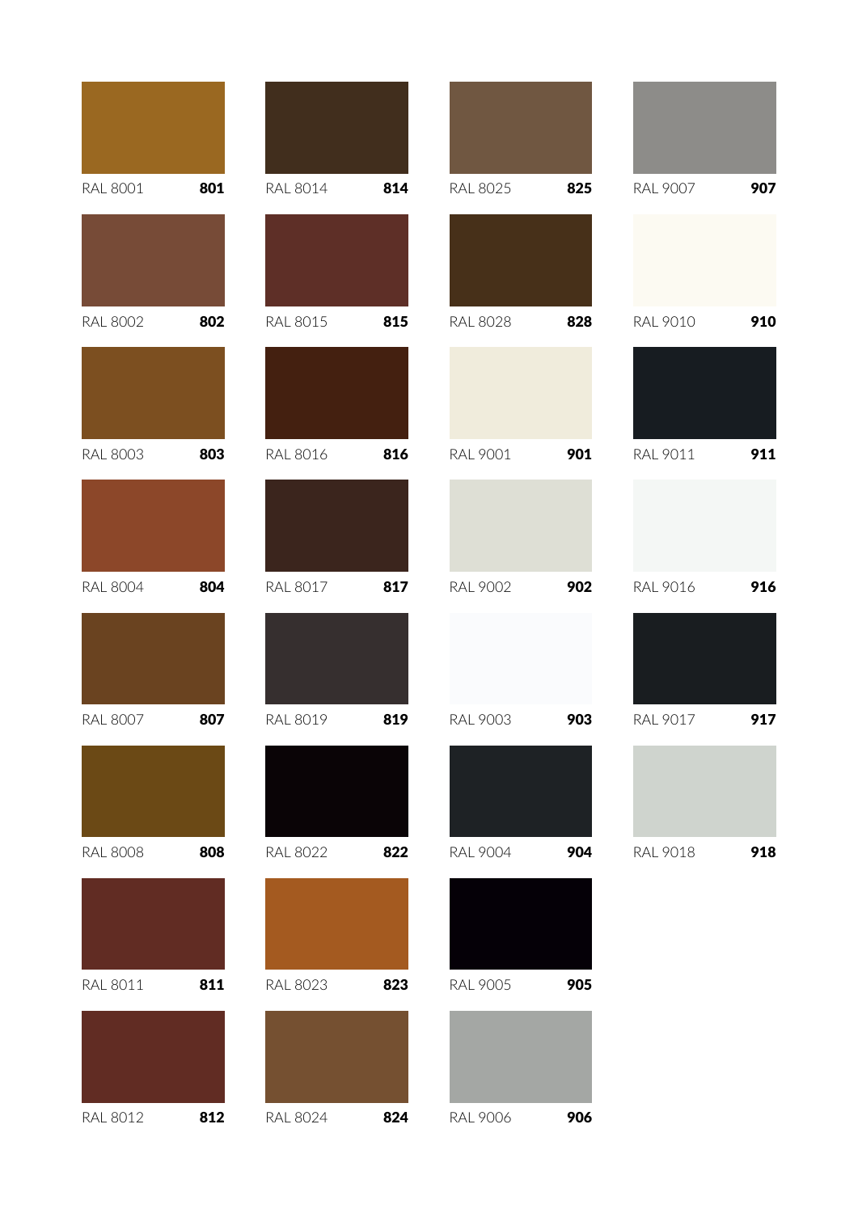RAL 8001 **801**

RAL 8002 **802**

RAL 8003 **803**

RAL 8004 **804**

RAL 8007 **807**

RAL 8008 **808**

RAL 8011 **811**

RAL 8012 **812**

RAL 8014 **814**

RAL 8015 **815**

RAL 8016 **816**

RAL 8017 **817**

RAL 8019 **819**

RAL 8022 **822**

RAL 8023 **823**

RAL 8024 **824**

RAL 8025 **825**

RAL 8028 **828**

RAL 9001 **901**

RAL 9002 **902**

RAL 9003 **903**

RAL 9004 **904**

RAL 9005 **905**

RAL 9006 **906**

RAL 9007 **907**

RAL 9010 **910**

RAL 9011 **911**

RAL 9016 **916**

RAL 9017 **917**

RAL 9018 **918**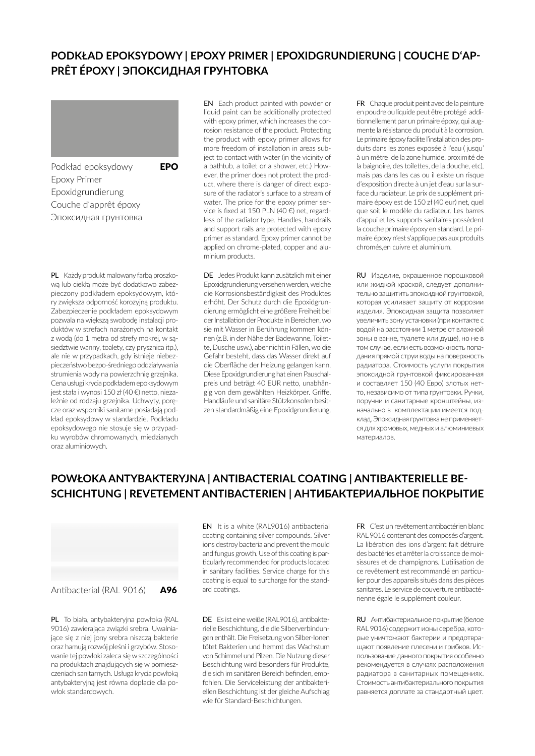## PODKŁAD EPOKSYDOWY | EPOXY PRIMER | EPOXIDGRUNDIERUNG | COUCHE D'APPRÊT ÉPOXY | ЭПОКСИДНАЯ ГРУНТОВКА

Podkład epoksydowy **EPO**
Epoxy Primer
Epoxidgrundierung
Couche d'apprêt époxy
Эпоксидная грунтовка

**PL** Każdy produkt malowany farbą proszkową lub ciekłą może być dodatkowo zabezpieczony podkładem epoksydowym, który zwiększa odporność korozyjną produktu. Zabezpieczenie podkładem epoksydowym pozwala na większą swobodę instalacji produktów w strefach narażonych na kontakt z wodą (do 1 metra od strefy mokrej, w sąsiedztwie wanny, toalety, czy prysznica itp.), ale nie w przypadkach, gdy istnieje niebezpieczeństwo bezpo-średniego oddziaływania strumienia wody na powierzchnię grzejnika. Cena usługi krycia podkładem epoksydowym jest stała i wynosi 150 zł (40 €) netto, niezależnie od rodzaju grzejnika. Uchwyty, poręcze oraz wsporniki sanitarne posiadają podkład epoksydowy w standardzie. Podkładu epoksydowego nie stosuje się w przypadku wyrobów chromowanych, miedzianych oraz aluminiowych.

**EN** Each product painted with powder or liquid paint can be additionally protected with epoxy primer, which increases the corrosion resistance of the product. Protecting the product with epoxy primer allows for more freedom of installation in areas subject to contact with water (in the vicinity of a bathtub, a toilet or a shower, etc.) However, the primer does not protect the product, where there is danger of direct exposure of the radiator's surface to a stream of water. The price for the epoxy primer service is fixed at 150 PLN (40 €) net, regardless of the radiator type. Handles, handrails and support rails are protected with epoxy primer as standard. Epoxy primer cannot be applied on chrome-plated, copper and aluminium products.

**DE** Jedes Produkt kann zusätzlich mit einer Epoxidgrundierung versehen werden, welche die Korrosionsbeständigkeit des Produktes erhöht. Der Schutz durch die Epoxidgrundierung ermöglicht eine größere Freiheit bei der Installation der Produkte in Bereichen, wo sie mit Wasser in Berührung kommen können (z.B. in der Nähe der Badewanne, Toilette, Dusche usw.), aber nicht in Fällen, wo die Gefahr besteht, dass das Wasser direkt auf die Oberfläche der Heizung gelangen kann. Diese Epoxidgrundierung hat einen Pauschalpreis und beträgt 40 EUR netto, unabhängig von dem gewählten Heizkörper. Griffe, Handläufe und sanitäre Stützkonsolen besitzen standardmäßig eine Epoxidgrundierung.

**FR** Chaque produit peint avec de la peinture en poudre ou liquide peut être protégé additionnellement par un primaire époxy, qui augmente la résistance du produit à la corrosion. Le primaire époxy facilite l'installation des produits dans les zones exposée à l'eau ( jusqu' à un mètre de la zone humide, proximité de la baignoire, des toilettes, de la douche, etc), mais pas dans les cas ou il existe un risque d'exposition directe à un jet d'eau sur la surface du radiateur. Le prix de supplément primaire époxy est de 150 zł (40 eur) net, quel que soit le modèle du radiateur. Les barres d'appui et les supports sanitaires possèdent la couche primaire époxy en standard. Le primaire époxy n'est s'applique pas aux produits chromés,en cuivre et aluminium.

**RU** Изделие, окрашенное порошковой или жидкой краской, следует дополнительно защитить эпоксидной грунтовкой, которая усиливает защиту от коррозии изделия. Эпоксидная защита позволяет увеличить зону установки (при контакте с водой на расстоянии 1 метре от влажной зоны в ванне, туалете или душе), но не в том случае, если есть возможность попадания прямой струи воды на поверхность радиатора. Стоимость услуги покрытия эпоксидной грунтовкой фиксированная и составляет 150 (40 Евро) злотых нетто, независимо от типа грунтовки. Ручки, поручни и санитарные кронштейны, изначально в комплектации имеется подклад. Эпоксидная грунтовка не применяется для хромовых, медных и алюминиевых материалов.

## POWŁOKA ANTYBAKTERYJNA | ANTIBACTERIAL COATING | ANTIBAKTERIELLE BESCHICHTUNG | REVETEMENT ANTIBACTERIEN | АНТИБАКТЕРИАЛЬНОЕ ПОКРЫТИЕ

Antibacterial (RAL 9016) **A96**

**PL** To biała, antybakteryjna powłoka (RAL 9016) zawierająca związki srebra. Uwalniające się z niej jony srebra niszczą bakterie oraz hamują rozwój pleśni i grzybów. Stosowanie tej powłoki zaleca się w szczególności na produktach znajdujących się w pomieszczeniach sanitarnych. Usługa krycia powłoką antybakteryjną jest równa dopłacie dla powłok standardowych.

**EN** It is a white (RAL9016) antibacterial coating containing silver compounds. Silver ions destroy bacteria and prevent the mould and fungus growth. Use of this coating is particularly recommended for products located in sanitary facilities. Service charge for this coating is equal to surcharge for the standard coatings.

**DE** Es ist eine weiße (RAL9016), antibakterielle Beschichtung, die die Silberverbindungen enthält. Die Freisetzung von Silber-Ionen tötet Bakterien und hemmt das Wachstum von Schimmel und Pilzen. Die Nutzung dieser Beschichtung wird besonders für Produkte, die sich im sanitären Bereich befinden, empfohlen. Die Serviceleistung der antibakteriellen Beschichtung ist der gleiche Aufschlag wie für Standard-Beschichtungen.

**FR** C'est un revêtement antibactérien blanc RAL 9016 contenant des composés d'argent. La libération des ions d'argent fait détruire des bactéries et arrêter la croissance de moisissures et de champignons. L'utilisation de ce revêtement est recommandé en particulier pour des appareils situés dans des pièces sanitares. Le service de couverture antibactérienne égale le supplément couleur.

**RU** Антибактериальное покрытие (белое RAL 9016) содержит ионы серебра, которые уничтожают бактерии и предотвращают появление плесени и грибков. Использование данного покрытия особенно рекомендуется в случаях расположения радиатора в санитарных помещениях. Стоимость антибактериального покрытия равняется доплате за стандартный цвет.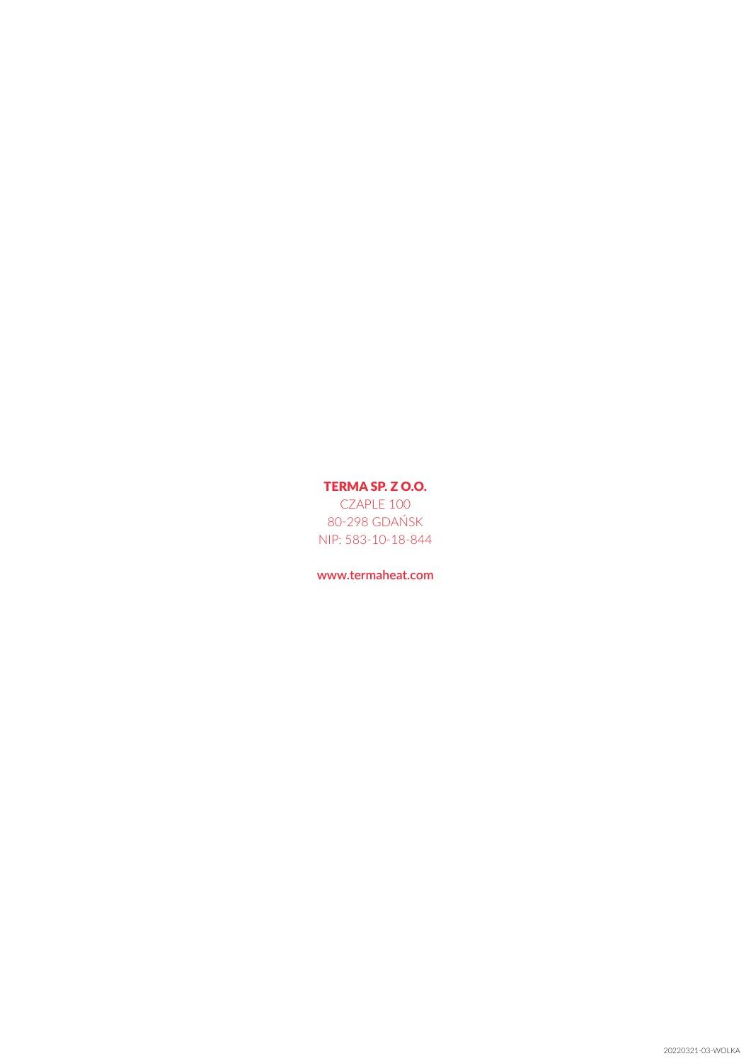**TERMA SP. Z O.O.**

CZAPLE 100

80-298 GDAŃSK

NIP: 583-10-18-844

www.termaheat.com

20220321-03-WOLKA